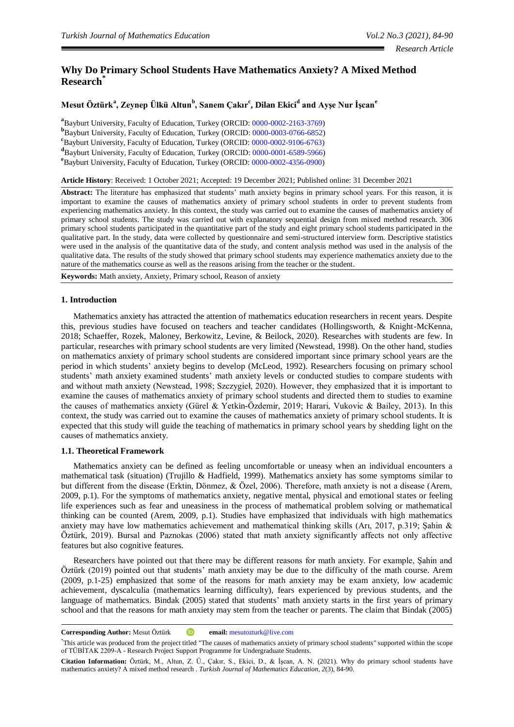Research Article

# Why Do Primary School Students Have Mathematics Anxiety? A Mixed Method Research[*]

**Mesut Öztürk[a], Zeynep Ülkü Altun[b], Sanem Çakır[c], Dilan Ekici[d] and Ayşe Nur İşcan[e]**

[a]Bayburt University, Faculty of Education, Turkey (ORCID: 0000-0002-2163-3769)
[b]Bayburt University, Faculty of Education, Turkey (ORCID: 0000-0003-0766-6852)
[c]Bayburt University, Faculty of Education, Turkey (ORCID: 0000-0002-9106-6763)
[d]Bayburt University, Faculty of Education, Turkey (ORCID: 0000-0001-6589-5966)
[e]Bayburt University, Faculty of Education, Turkey (ORCID: 0000-0002-4356-0900)

**Article History**: Received: 1 October 2021; Accepted: 19 December 2021; Published online: 31 December 2021

**Abstract:** The literature has emphasized that students' math anxiety begins in primary school years. For this reason, it is important to examine the causes of mathematics anxiety of primary school students in order to prevent students from experiencing mathematics anxiety. In this context, the study was carried out to examine the causes of mathematics anxiety of primary school students. The study was carried out with explanatory sequential design from mixed method research. 306 primary school students participated in the quantitative part of the study and eight primary school students participated in the qualitative part. In the study, data were collected by questionnaire and semi-structured interview form. Descriptive statistics were used in the analysis of the quantitative data of the study, and content analysis method was used in the analysis of the qualitative data. The results of the study showed that primary school students may experience mathematics anxiety due to the nature of the mathematics course as well as the reasons arising from the teacher or the student.

**Keywords:** Math anxiety, Anxiety, Primary school, Reason of anxiety

## 1. Introduction

Mathematics anxiety has attracted the attention of mathematics education researchers in recent years. Despite this, previous studies have focused on teachers and teacher candidates (Hollingsworth, & Knight-McKenna, 2018; Schaeffer, Rozek, Maloney, Berkowitz, Levine, & Beilock, 2020). Researches with students are few. In particular, researches with primary school students are very limited (Newstead, 1998). On the other hand, studies on mathematics anxiety of primary school students are considered important since primary school years are the period in which students' anxiety begins to develop (McLeod, 1992). Researchers focusing on primary school students' math anxiety examined students' math anxiety levels or conducted studies to compare students with and without math anxiety (Newstead, 1998; Szczygieł, 2020). However, they emphasized that it is important to examine the causes of mathematics anxiety of primary school students and directed them to studies to examine the causes of mathematics anxiety (Gürel & Yetkin-Özdemir, 2019; Harari, Vukovic & Bailey, 2013). In this context, the study was carried out to examine the causes of mathematics anxiety of primary school students. It is expected that this study will guide the teaching of mathematics in primary school years by shedding light on the causes of mathematics anxiety.

### 1.1. Theoretical Framework

Mathematics anxiety can be defined as feeling uncomfortable or uneasy when an individual encounters a mathematical task (situation) (Trujillo & Hadfield, 1999). Mathematics anxiety has some symptoms similar to but different from the disease (Erktin, Dönmez, & Özel, 2006). Therefore, math anxiety is not a disease (Arem, 2009, p.1). For the symptoms of mathematics anxiety, negative mental, physical and emotional states or feeling life experiences such as fear and uneasiness in the process of mathematical problem solving or mathematical thinking can be counted (Arem, 2009, p.1). Studies have emphasized that individuals with high mathematics anxiety may have low mathematics achievement and mathematical thinking skills (Arı, 2017, p.319; Şahin & Öztürk, 2019). Bursal and Paznokas (2006) stated that math anxiety significantly affects not only affective features but also cognitive features.

Researchers have pointed out that there may be different reasons for math anxiety. For example, Şahin and Öztürk (2019) pointed out that students' math anxiety may be due to the difficulty of the math course. Arem (2009, p.1-25) emphasized that some of the reasons for math anxiety may be exam anxiety, low academic achievement, dyscalculia (mathematics learning difficulty), fears experienced by previous students, and the language of mathematics. Bindak (2005) stated that students' math anxiety starts in the first years of primary school and that the reasons for math anxiety may stem from the teacher or parents. The claim that Bindak (2005)

---

**Corresponding Author:** Mesut Öztürk **email:** mesutozturk@live.com

[*]This article was produced from the project titled "The causes of mathematics anxiety of primary school students" supported within the scope of TÜBİTAK 2209-A - Research Project Support Programme for Undergraduate Students.

**Citation Information:** Öztürk, M., Altun, Z. Ü., Çakır, S., Ekici, D., & İşcan, A. N. (2021). Why do primary school students have mathematics anxiety? A mixed method research . *Turkish Journal of Mathematics Education*, *2*(3), 84-90.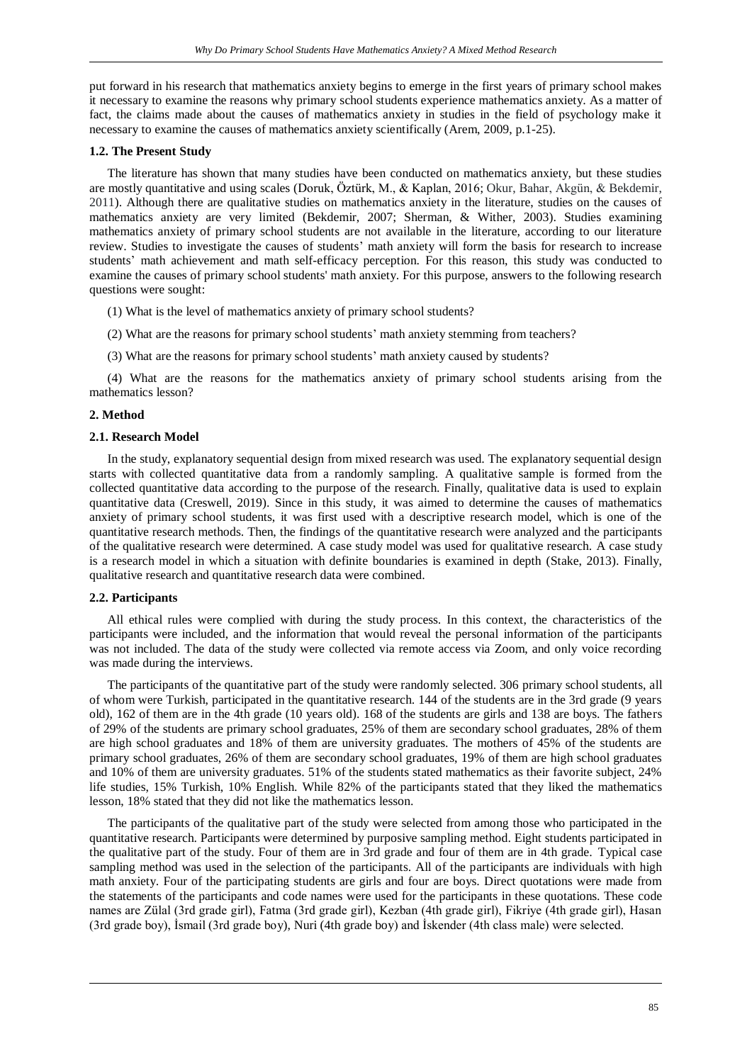put forward in his research that mathematics anxiety begins to emerge in the first years of primary school makes it necessary to examine the reasons why primary school students experience mathematics anxiety. As a matter of fact, the claims made about the causes of mathematics anxiety in studies in the field of psychology make it necessary to examine the causes of mathematics anxiety scientifically (Arem, 2009, p.1-25).

### 1.2. The Present Study

The literature has shown that many studies have been conducted on mathematics anxiety, but these studies are mostly quantitative and using scales (Doruk, Öztürk, M., & Kaplan, 2016; Okur, Bahar, Akgün, & Bekdemir, 2011). Although there are qualitative studies on mathematics anxiety in the literature, studies on the causes of mathematics anxiety are very limited (Bekdemir, 2007; Sherman, & Wither, 2003). Studies examining mathematics anxiety of primary school students are not available in the literature, according to our literature review. Studies to investigate the causes of students' math anxiety will form the basis for research to increase students' math achievement and math self-efficacy perception. For this reason, this study was conducted to examine the causes of primary school students' math anxiety. For this purpose, answers to the following research questions were sought:

(1) What is the level of mathematics anxiety of primary school students?

(2) What are the reasons for primary school students' math anxiety stemming from teachers?

(3) What are the reasons for primary school students' math anxiety caused by students?

(4) What are the reasons for the mathematics anxiety of primary school students arising from the mathematics lesson?

## 2. Method

### 2.1. Research Model

In the study, explanatory sequential design from mixed research was used. The explanatory sequential design starts with collected quantitative data from a randomly sampling. A qualitative sample is formed from the collected quantitative data according to the purpose of the research. Finally, qualitative data is used to explain quantitative data (Creswell, 2019). Since in this study, it was aimed to determine the causes of mathematics anxiety of primary school students, it was first used with a descriptive research model, which is one of the quantitative research methods. Then, the findings of the quantitative research were analyzed and the participants of the qualitative research were determined. A case study model was used for qualitative research. A case study is a research model in which a situation with definite boundaries is examined in depth (Stake, 2013). Finally, qualitative research and quantitative research data were combined.

### 2.2. Participants

All ethical rules were complied with during the study process. In this context, the characteristics of the participants were included, and the information that would reveal the personal information of the participants was not included. The data of the study were collected via remote access via Zoom, and only voice recording was made during the interviews.

The participants of the quantitative part of the study were randomly selected. 306 primary school students, all of whom were Turkish, participated in the quantitative research. 144 of the students are in the 3rd grade (9 years old), 162 of them are in the 4th grade (10 years old). 168 of the students are girls and 138 are boys. The fathers of 29% of the students are primary school graduates, 25% of them are secondary school graduates, 28% of them are high school graduates and 18% of them are university graduates. The mothers of 45% of the students are primary school graduates, 26% of them are secondary school graduates, 19% of them are high school graduates and 10% of them are university graduates. 51% of the students stated mathematics as their favorite subject, 24% life studies, 15% Turkish, 10% English. While 82% of the participants stated that they liked the mathematics lesson, 18% stated that they did not like the mathematics lesson.

The participants of the qualitative part of the study were selected from among those who participated in the quantitative research. Participants were determined by purposive sampling method. Eight students participated in the qualitative part of the study. Four of them are in 3rd grade and four of them are in 4th grade. Typical case sampling method was used in the selection of the participants. All of the participants are individuals with high math anxiety. Four of the participating students are girls and four are boys. Direct quotations were made from the statements of the participants and code names were used for the participants in these quotations. These code names are Zülal (3rd grade girl), Fatma (3rd grade girl), Kezban (4th grade girl), Fikriye (4th grade girl), Hasan (3rd grade boy), İsmail (3rd grade boy), Nuri (4th grade boy) and İskender (4th class male) were selected.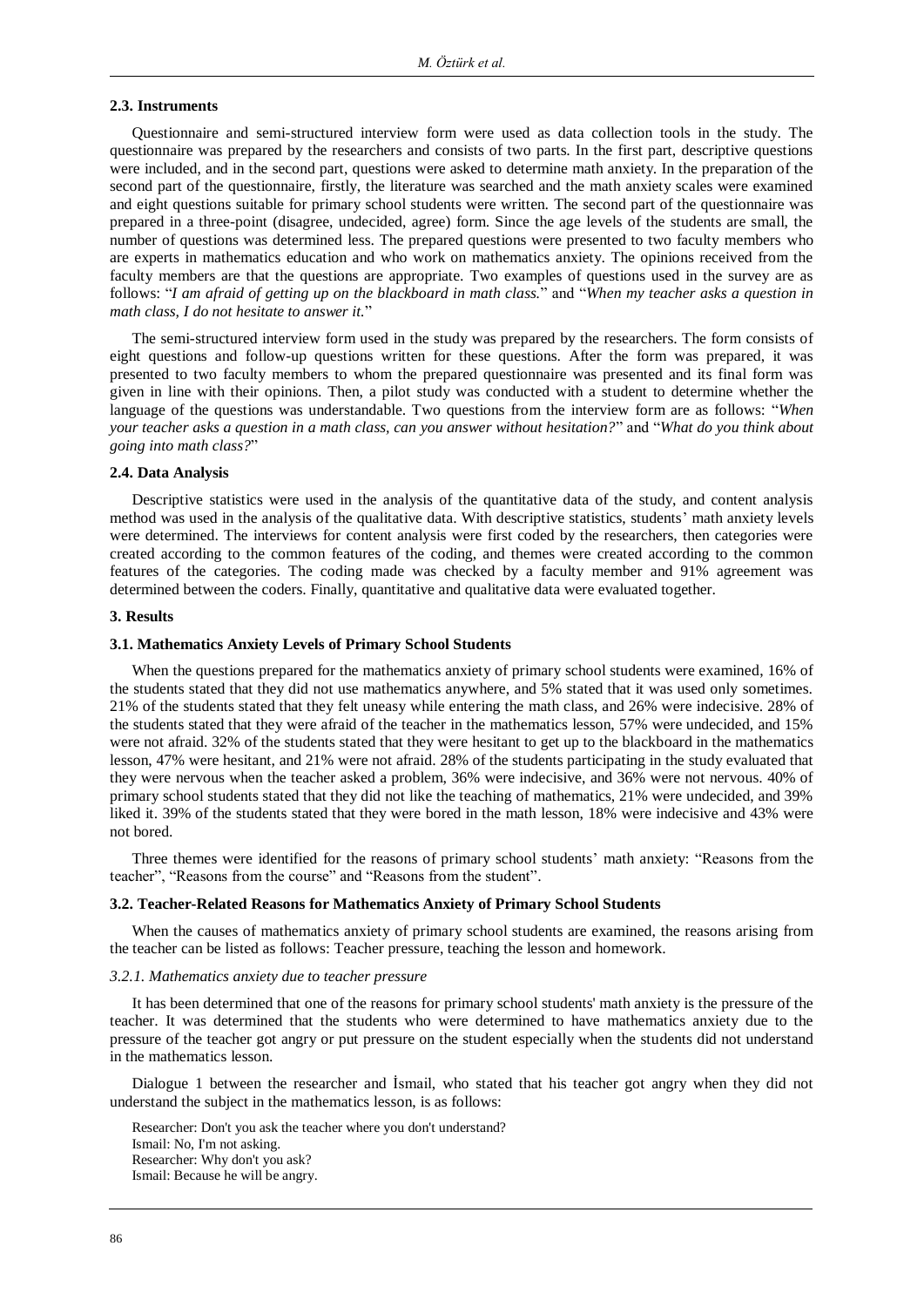### 2.3. Instruments

Questionnaire and semi-structured interview form were used as data collection tools in the study. The questionnaire was prepared by the researchers and consists of two parts. In the first part, descriptive questions were included, and in the second part, questions were asked to determine math anxiety. In the preparation of the second part of the questionnaire, firstly, the literature was searched and the math anxiety scales were examined and eight questions suitable for primary school students were written. The second part of the questionnaire was prepared in a three-point (disagree, undecided, agree) form. Since the age levels of the students are small, the number of questions was determined less. The prepared questions were presented to two faculty members who are experts in mathematics education and who work on mathematics anxiety. The opinions received from the faculty members are that the questions are appropriate. Two examples of questions used in the survey are as follows: "*I am afraid of getting up on the blackboard in math class.*" and "*When my teacher asks a question in math class, I do not hesitate to answer it.*"

The semi-structured interview form used in the study was prepared by the researchers. The form consists of eight questions and follow-up questions written for these questions. After the form was prepared, it was presented to two faculty members to whom the prepared questionnaire was presented and its final form was given in line with their opinions. Then, a pilot study was conducted with a student to determine whether the language of the questions was understandable. Two questions from the interview form are as follows: "*When your teacher asks a question in a math class, can you answer without hesitation?*" and "*What do you think about going into math class?*"

### 2.4. Data Analysis

Descriptive statistics were used in the analysis of the quantitative data of the study, and content analysis method was used in the analysis of the qualitative data. With descriptive statistics, students' math anxiety levels were determined. The interviews for content analysis were first coded by the researchers, then categories were created according to the common features of the coding, and themes were created according to the common features of the categories. The coding made was checked by a faculty member and 91% agreement was determined between the coders. Finally, quantitative and qualitative data were evaluated together.

## 3. Results

### 3.1. Mathematics Anxiety Levels of Primary School Students

When the questions prepared for the mathematics anxiety of primary school students were examined, 16% of the students stated that they did not use mathematics anywhere, and 5% stated that it was used only sometimes. 21% of the students stated that they felt uneasy while entering the math class, and 26% were indecisive. 28% of the students stated that they were afraid of the teacher in the mathematics lesson, 57% were undecided, and 15% were not afraid. 32% of the students stated that they were hesitant to get up to the blackboard in the mathematics lesson, 47% were hesitant, and 21% were not afraid. 28% of the students participating in the study evaluated that they were nervous when the teacher asked a problem, 36% were indecisive, and 36% were not nervous. 40% of primary school students stated that they did not like the teaching of mathematics, 21% were undecided, and 39% liked it. 39% of the students stated that they were bored in the math lesson, 18% were indecisive and 43% were not bored.

Three themes were identified for the reasons of primary school students' math anxiety: "Reasons from the teacher", "Reasons from the course" and "Reasons from the student".

### 3.2. Teacher-Related Reasons for Mathematics Anxiety of Primary School Students

When the causes of mathematics anxiety of primary school students are examined, the reasons arising from the teacher can be listed as follows: Teacher pressure, teaching the lesson and homework.

#### *3.2.1. Mathematics anxiety due to teacher pressure*

It has been determined that one of the reasons for primary school students' math anxiety is the pressure of the teacher. It was determined that the students who were determined to have mathematics anxiety due to the pressure of the teacher got angry or put pressure on the student especially when the students did not understand in the mathematics lesson.

Dialogue 1 between the researcher and İsmail, who stated that his teacher got angry when they did not understand the subject in the mathematics lesson, is as follows:

Researcher: Don't you ask the teacher where you don't understand?
Ismail: No, I'm not asking.
Researcher: Why don't you ask?
Ismail: Because he will be angry.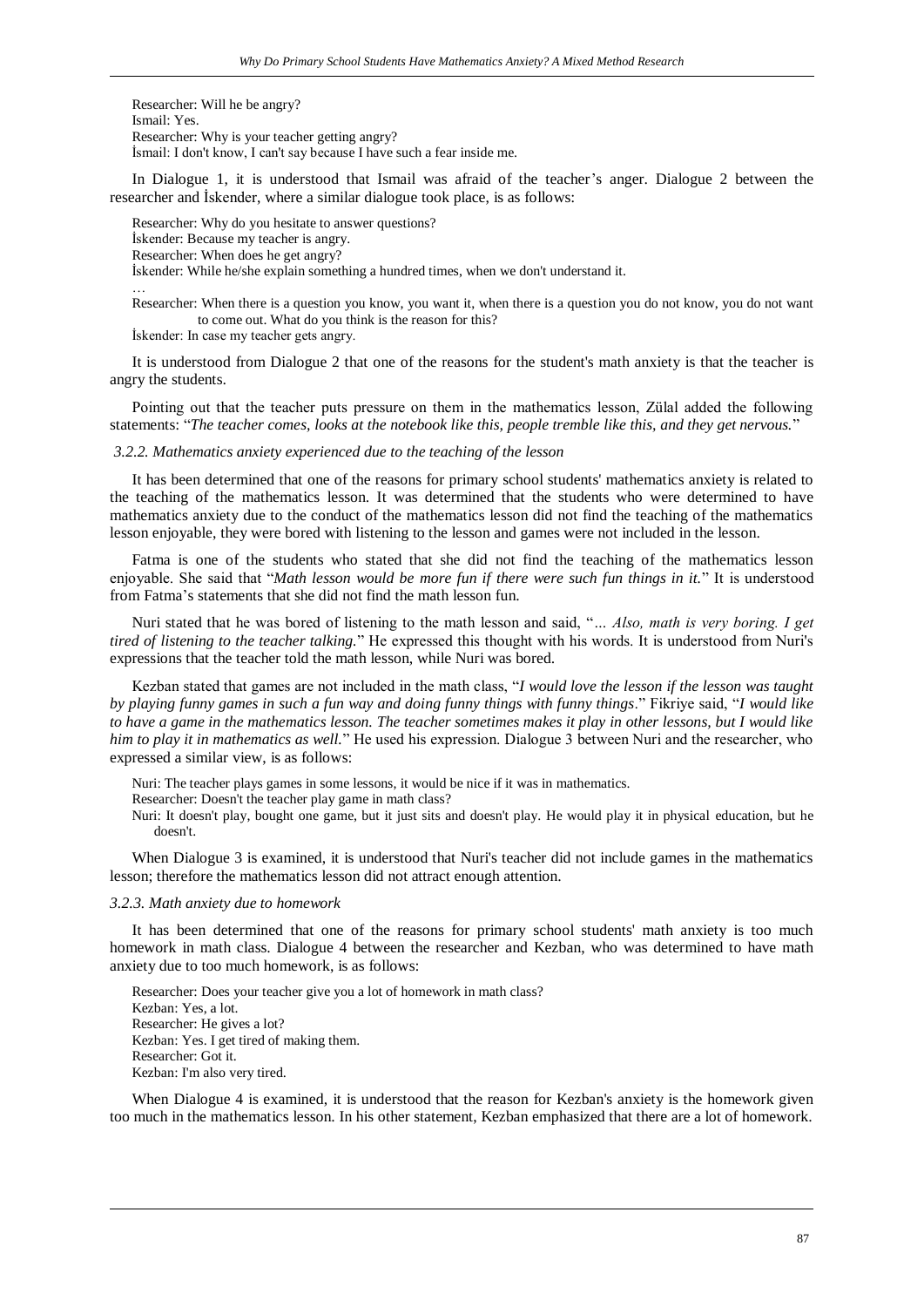Researcher: Will he be angry?
Ismail: Yes.
Researcher: Why is your teacher getting angry?
İsmail: I don't know, I can't say because I have such a fear inside me.

In Dialogue 1, it is understood that Ismail was afraid of the teacher's anger. Dialogue 2 between the researcher and İskender, where a similar dialogue took place, is as follows:

Researcher: Why do you hesitate to answer questions?
İskender: Because my teacher is angry.
Researcher: When does he get angry?
İskender: While he/she explain something a hundred times, when we don't understand it.
…
Researcher: When there is a question you know, you want it, when there is a question you do not know, you do not want to come out. What do you think is the reason for this?
İskender: In case my teacher gets angry.

It is understood from Dialogue 2 that one of the reasons for the student's math anxiety is that the teacher is angry the students.

Pointing out that the teacher puts pressure on them in the mathematics lesson, Zülal added the following statements: "*The teacher comes, looks at the notebook like this, people tremble like this, and they get nervous.*"

### *3.2.2. Mathematics anxiety experienced due to the teaching of the lesson*

It has been determined that one of the reasons for primary school students' mathematics anxiety is related to the teaching of the mathematics lesson. It was determined that the students who were determined to have mathematics anxiety due to the conduct of the mathematics lesson did not find the teaching of the mathematics lesson enjoyable, they were bored with listening to the lesson and games were not included in the lesson.

Fatma is one of the students who stated that she did not find the teaching of the mathematics lesson enjoyable. She said that "*Math lesson would be more fun if there were such fun things in it.*" It is understood from Fatma's statements that she did not find the math lesson fun.

Nuri stated that he was bored of listening to the math lesson and said, "*… Also, math is very boring. I get tired of listening to the teacher talking.*" He expressed this thought with his words. It is understood from Nuri's expressions that the teacher told the math lesson, while Nuri was bored.

Kezban stated that games are not included in the math class, "*I would love the lesson if the lesson was taught by playing funny games in such a fun way and doing funny things with funny things*." Fikriye said, "*I would like to have a game in the mathematics lesson. The teacher sometimes makes it play in other lessons, but I would like him to play it in mathematics as well.*" He used his expression. Dialogue 3 between Nuri and the researcher, who expressed a similar view, is as follows:

Nuri: The teacher plays games in some lessons, it would be nice if it was in mathematics.
Researcher: Doesn't the teacher play game in math class?
Nuri: It doesn't play, bought one game, but it just sits and doesn't play. He would play it in physical education, but he doesn't.

When Dialogue 3 is examined, it is understood that Nuri's teacher did not include games in the mathematics lesson; therefore the mathematics lesson did not attract enough attention.

### *3.2.3. Math anxiety due to homework*

It has been determined that one of the reasons for primary school students' math anxiety is too much homework in math class. Dialogue 4 between the researcher and Kezban, who was determined to have math anxiety due to too much homework, is as follows:

Researcher: Does your teacher give you a lot of homework in math class?
Kezban: Yes, a lot.
Researcher: He gives a lot?
Kezban: Yes. I get tired of making them.
Researcher: Got it.
Kezban: I'm also very tired.

When Dialogue 4 is examined, it is understood that the reason for Kezban's anxiety is the homework given too much in the mathematics lesson. In his other statement, Kezban emphasized that there are a lot of homework.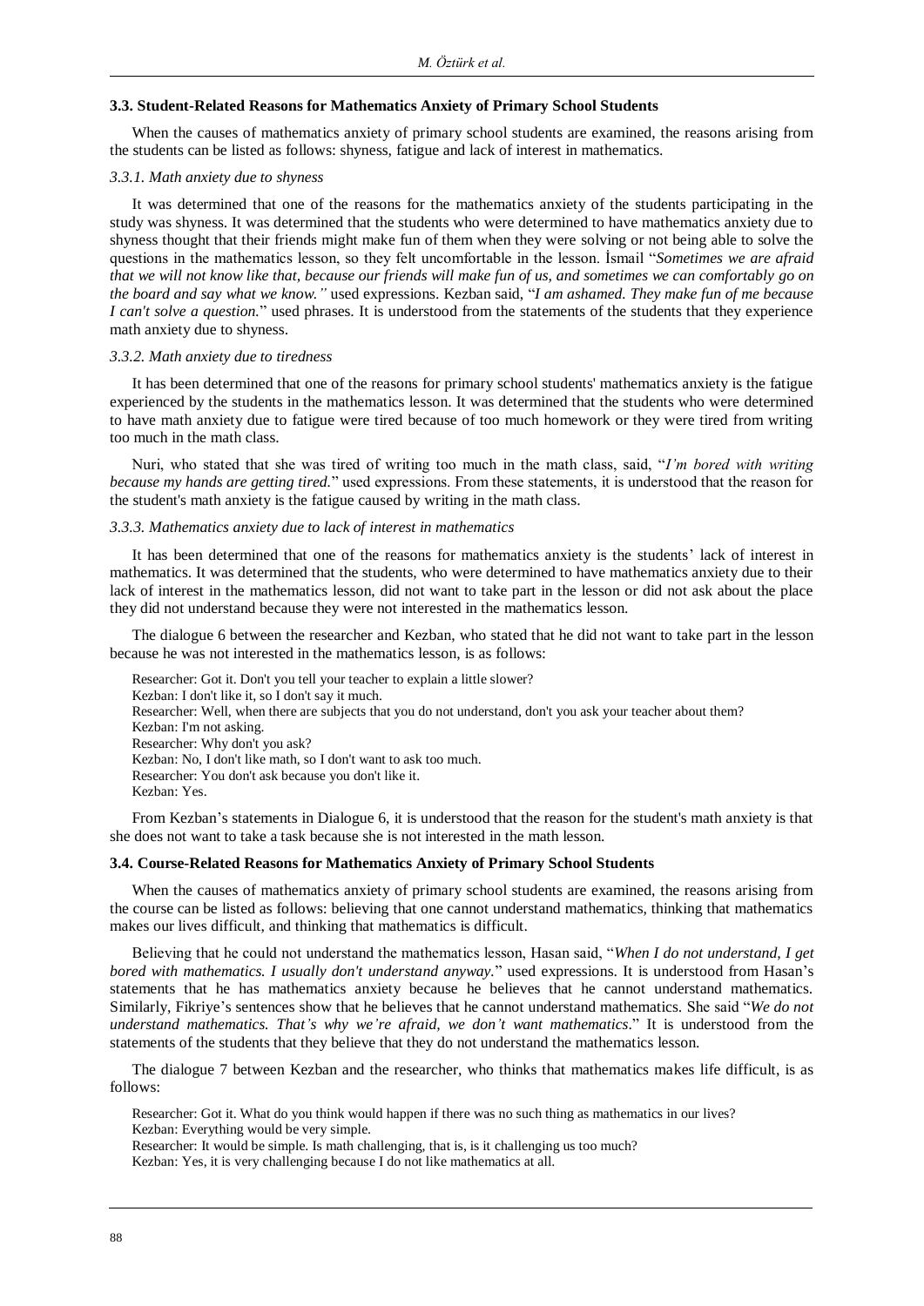### 3.3. Student-Related Reasons for Mathematics Anxiety of Primary School Students

When the causes of mathematics anxiety of primary school students are examined, the reasons arising from the students can be listed as follows: shyness, fatigue and lack of interest in mathematics.

#### *3.3.1. Math anxiety due to shyness*

It was determined that one of the reasons for the mathematics anxiety of the students participating in the study was shyness. It was determined that the students who were determined to have mathematics anxiety due to shyness thought that their friends might make fun of them when they were solving or not being able to solve the questions in the mathematics lesson, so they felt uncomfortable in the lesson. İsmail "*Sometimes we are afraid that we will not know like that, because our friends will make fun of us, and sometimes we can comfortably go on the board and say what we know."* used expressions. Kezban said, "*I am ashamed. They make fun of me because I can't solve a question.*" used phrases. It is understood from the statements of the students that they experience math anxiety due to shyness.

#### *3.3.2. Math anxiety due to tiredness*

It has been determined that one of the reasons for primary school students' mathematics anxiety is the fatigue experienced by the students in the mathematics lesson. It was determined that the students who were determined to have math anxiety due to fatigue were tired because of too much homework or they were tired from writing too much in the math class.

Nuri, who stated that she was tired of writing too much in the math class, said, "*I'm bored with writing because my hands are getting tired.*" used expressions. From these statements, it is understood that the reason for the student's math anxiety is the fatigue caused by writing in the math class.

#### *3.3.3. Mathematics anxiety due to lack of interest in mathematics*

It has been determined that one of the reasons for mathematics anxiety is the students' lack of interest in mathematics. It was determined that the students, who were determined to have mathematics anxiety due to their lack of interest in the mathematics lesson, did not want to take part in the lesson or did not ask about the place they did not understand because they were not interested in the mathematics lesson.

The dialogue 6 between the researcher and Kezban, who stated that he did not want to take part in the lesson because he was not interested in the mathematics lesson, is as follows:

> Researcher: Got it. Don't you tell your teacher to explain a little slower?
> Kezban: I don't like it, so I don't say it much.
> Researcher: Well, when there are subjects that you do not understand, don't you ask your teacher about them?
> Kezban: I'm not asking.
> Researcher: Why don't you ask?
> Kezban: No, I don't like math, so I don't want to ask too much.
> Researcher: You don't ask because you don't like it.
> Kezban: Yes.

From Kezban's statements in Dialogue 6, it is understood that the reason for the student's math anxiety is that she does not want to take a task because she is not interested in the math lesson.

### 3.4. Course-Related Reasons for Mathematics Anxiety of Primary School Students

When the causes of mathematics anxiety of primary school students are examined, the reasons arising from the course can be listed as follows: believing that one cannot understand mathematics, thinking that mathematics makes our lives difficult, and thinking that mathematics is difficult.

Believing that he could not understand the mathematics lesson, Hasan said, "*When I do not understand, I get bored with mathematics. I usually don't understand anyway.*" used expressions. It is understood from Hasan's statements that he has mathematics anxiety because he believes that he cannot understand mathematics. Similarly, Fikriye's sentences show that he believes that he cannot understand mathematics. She said "*We do not understand mathematics. That's why we're afraid, we don't want mathematics*." It is understood from the statements of the students that they believe that they do not understand the mathematics lesson.

The dialogue 7 between Kezban and the researcher, who thinks that mathematics makes life difficult, is as follows:

> Researcher: Got it. What do you think would happen if there was no such thing as mathematics in our lives?
> Kezban: Everything would be very simple.
> Researcher: It would be simple. Is math challenging, that is, is it challenging us too much?
> Kezban: Yes, it is very challenging because I do not like mathematics at all.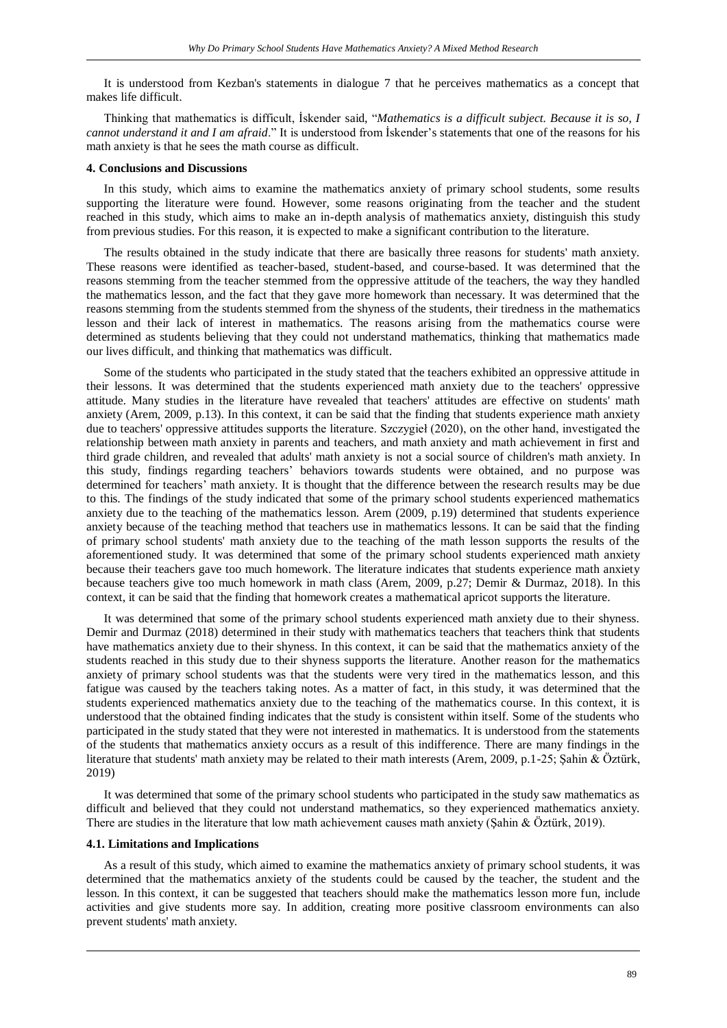It is understood from Kezban's statements in dialogue 7 that he perceives mathematics as a concept that makes life difficult.

Thinking that mathematics is difficult, İskender said, "*Mathematics is a difficult subject. Because it is so, I cannot understand it and I am afraid*." It is understood from İskender's statements that one of the reasons for his math anxiety is that he sees the math course as difficult.

### 4. Conclusions and Discussions

In this study, which aims to examine the mathematics anxiety of primary school students, some results supporting the literature were found. However, some reasons originating from the teacher and the student reached in this study, which aims to make an in-depth analysis of mathematics anxiety, distinguish this study from previous studies. For this reason, it is expected to make a significant contribution to the literature.

The results obtained in the study indicate that there are basically three reasons for students' math anxiety. These reasons were identified as teacher-based, student-based, and course-based. It was determined that the reasons stemming from the teacher stemmed from the oppressive attitude of the teachers, the way they handled the mathematics lesson, and the fact that they gave more homework than necessary. It was determined that the reasons stemming from the students stemmed from the shyness of the students, their tiredness in the mathematics lesson and their lack of interest in mathematics. The reasons arising from the mathematics course were determined as students believing that they could not understand mathematics, thinking that mathematics made our lives difficult, and thinking that mathematics was difficult.

Some of the students who participated in the study stated that the teachers exhibited an oppressive attitude in their lessons. It was determined that the students experienced math anxiety due to the teachers' oppressive attitude. Many studies in the literature have revealed that teachers' attitudes are effective on students' math anxiety (Arem, 2009, p.13). In this context, it can be said that the finding that students experience math anxiety due to teachers' oppressive attitudes supports the literature. Szczygieł (2020), on the other hand, investigated the relationship between math anxiety in parents and teachers, and math anxiety and math achievement in first and third grade children, and revealed that adults' math anxiety is not a social source of children's math anxiety. In this study, findings regarding teachers' behaviors towards students were obtained, and no purpose was determined for teachers' math anxiety. It is thought that the difference between the research results may be due to this. The findings of the study indicated that some of the primary school students experienced mathematics anxiety due to the teaching of the mathematics lesson. Arem (2009, p.19) determined that students experience anxiety because of the teaching method that teachers use in mathematics lessons. It can be said that the finding of primary school students' math anxiety due to the teaching of the math lesson supports the results of the aforementioned study. It was determined that some of the primary school students experienced math anxiety because their teachers gave too much homework. The literature indicates that students experience math anxiety because teachers give too much homework in math class (Arem, 2009, p.27; Demir & Durmaz, 2018). In this context, it can be said that the finding that homework creates a mathematical apricot supports the literature.

It was determined that some of the primary school students experienced math anxiety due to their shyness. Demir and Durmaz (2018) determined in their study with mathematics teachers that teachers think that students have mathematics anxiety due to their shyness. In this context, it can be said that the mathematics anxiety of the students reached in this study due to their shyness supports the literature. Another reason for the mathematics anxiety of primary school students was that the students were very tired in the mathematics lesson, and this fatigue was caused by the teachers taking notes. As a matter of fact, in this study, it was determined that the students experienced mathematics anxiety due to the teaching of the mathematics course. In this context, it is understood that the obtained finding indicates that the study is consistent within itself. Some of the students who participated in the study stated that they were not interested in mathematics. It is understood from the statements of the students that mathematics anxiety occurs as a result of this indifference. There are many findings in the literature that students' math anxiety may be related to their math interests (Arem, 2009, p.1-25; Şahin & Öztürk, 2019)

It was determined that some of the primary school students who participated in the study saw mathematics as difficult and believed that they could not understand mathematics, so they experienced mathematics anxiety. There are studies in the literature that low math achievement causes math anxiety (Şahin & Öztürk, 2019).

#### 4.1. Limitations and Implications

As a result of this study, which aimed to examine the mathematics anxiety of primary school students, it was determined that the mathematics anxiety of the students could be caused by the teacher, the student and the lesson. In this context, it can be suggested that teachers should make the mathematics lesson more fun, include activities and give students more say. In addition, creating more positive classroom environments can also prevent students' math anxiety.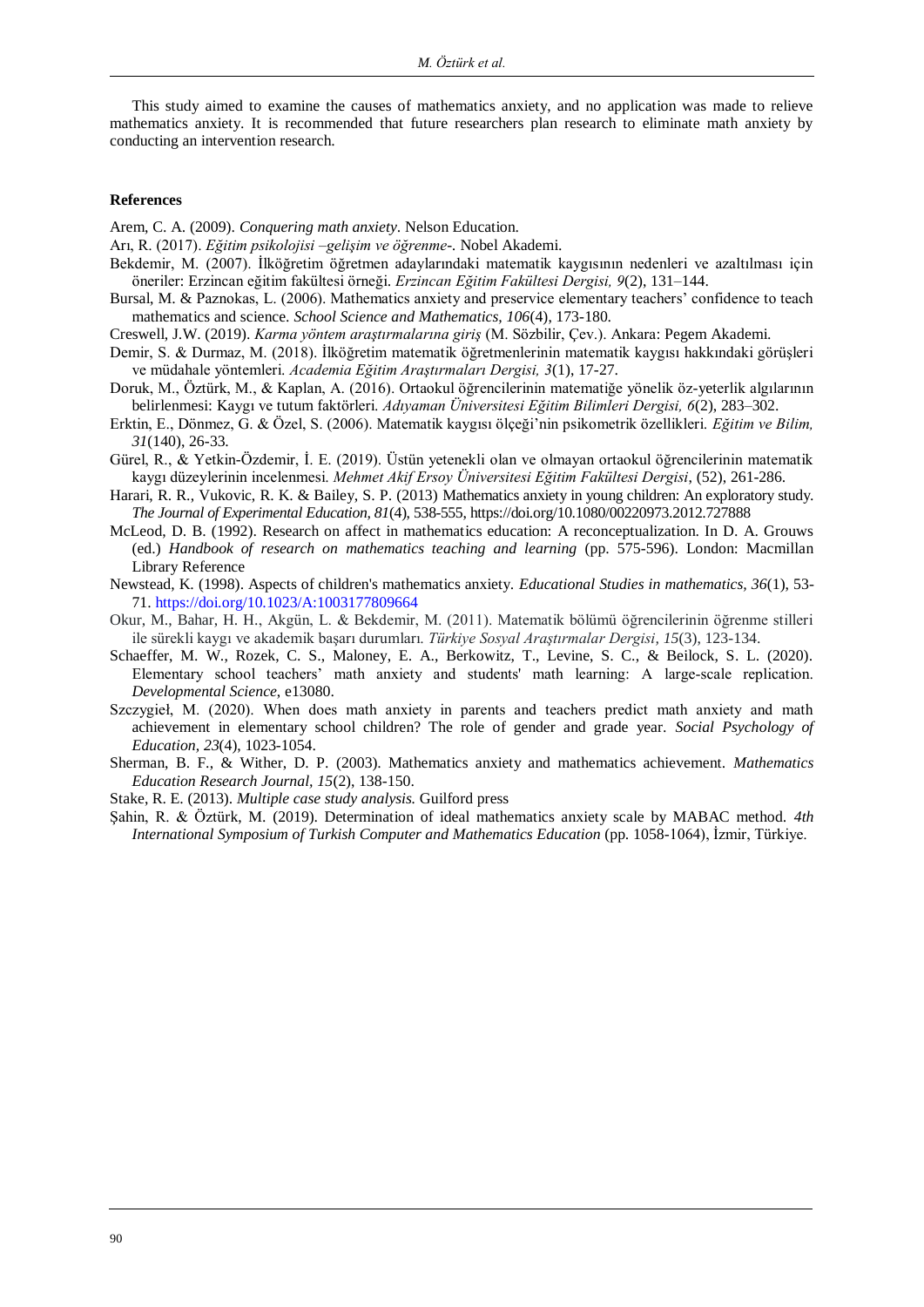This study aimed to examine the causes of mathematics anxiety, and no application was made to relieve mathematics anxiety. It is recommended that future researchers plan research to eliminate math anxiety by conducting an intervention research.

**References**

Arem, C. A. (2009). *Conquering math anxiety*. Nelson Education.

Arı, R. (2017). *Eğitim psikolojisi –gelişim ve öğrenme-*. Nobel Akademi.

Bekdemir, M. (2007). İlköğretim öğretmen adaylarındaki matematik kaygısının nedenleri ve azaltılması için öneriler: Erzincan eğitim fakültesi örneği. *Erzincan Eğitim Fakültesi Dergisi, 9*(2), 131–144.

Bursal, M. & Paznokas, L. (2006). Mathematics anxiety and preservice elementary teachers' confidence to teach mathematics and science. *School Science and Mathematics, 106*(4), 173-180.

Creswell, J.W. (2019). *Karma yöntem araştırmalarına giriş* (M. Sözbilir, Çev.). Ankara: Pegem Akademi.

Demir, S. & Durmaz, M. (2018). İlköğretim matematik öğretmenlerinin matematik kaygısı hakkındaki görüşleri ve müdahale yöntemleri. *Academia Eğitim Araştırmaları Dergisi, 3*(1), 17-27.

Doruk, M., Öztürk, M., & Kaplan, A. (2016). Ortaokul öğrencilerinin matematiğe yönelik öz-yeterlik algılarının belirlenmesi: Kaygı ve tutum faktörleri. *Adıyaman Üniversitesi Eğitim Bilimleri Dergisi, 6*(2), 283–302.

Erktin, E., Dönmez, G. & Özel, S. (2006). Matematik kaygısı ölçeği'nin psikometrik özellikleri. *Eğitim ve Bilim, 31*(140), 26-33.

Gürel, R., & Yetkin-Özdemir, İ. E. (2019). Üstün yetenekli olan ve olmayan ortaokul öğrencilerinin matematik kaygı düzeylerinin incelenmesi. *Mehmet Akif Ersoy Üniversitesi Eğitim Fakültesi Dergisi*, (52), 261-286.

Harari, R. R., Vukovic, R. K. & Bailey, S. P. (2013) Mathematics anxiety in young children: An exploratory study. *The Journal of Experimental Education, 81*(4), 538-555, https://doi.org/10.1080/00220973.2012.727888

McLeod, D. B. (1992). Research on affect in mathematics education: A reconceptualization. In D. A. Grouws (ed.) *Handbook of research on mathematics teaching and learning* (pp. 575-596). London: Macmillan Library Reference

Newstead, K. (1998). Aspects of children's mathematics anxiety. *Educational Studies in mathematics, 36*(1), 53-71. https://doi.org/10.1023/A:1003177809664

Okur, M., Bahar, H. H., Akgün, L. & Bekdemir, M. (2011). Matematik bölümü öğrencilerinin öğrenme stilleri ile sürekli kaygı ve akademik başarı durumları. *Türkiye Sosyal Araştırmalar Dergisi, 15*(3), 123-134.

Schaeffer, M. W., Rozek, C. S., Maloney, E. A., Berkowitz, T., Levine, S. C., & Beilock, S. L. (2020). Elementary school teachers' math anxiety and students' math learning: A large-scale replication. *Developmental Science*, e13080.

Szczygieł, M. (2020). When does math anxiety in parents and teachers predict math anxiety and math achievement in elementary school children? The role of gender and grade year. *Social Psychology of Education, 23*(4), 1023-1054.

Sherman, B. F., & Wither, D. P. (2003). Mathematics anxiety and mathematics achievement. *Mathematics Education Research Journal, 15*(2), 138-150.

Stake, R. E. (2013). *Multiple case study analysis.* Guilford press

Şahin, R. & Öztürk, M. (2019). Determination of ideal mathematics anxiety scale by MABAC method. *4th International Symposium of Turkish Computer and Mathematics Education* (pp. 1058-1064), İzmir, Türkiye.